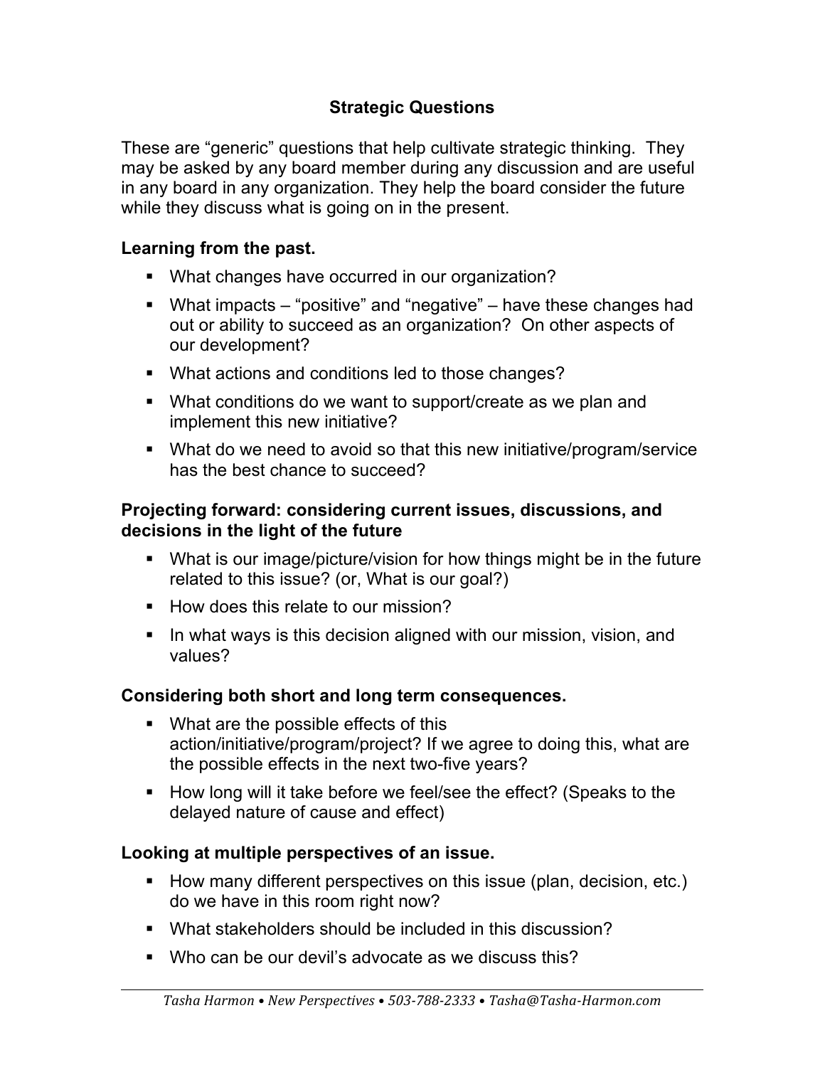## Strategic Questions

These are "generic" questions that help cultivate strategic thinking. They may be asked by any board member during any discussion and are useful in any board in any organization. They help the board consider the future while they discuss what is going on in the present.

### Learning from the past.

- What changes have occurred in our organization?
- What impacts – "positive" and "negative" – have these changes had out or ability to succeed as an organization? On other aspects of our development?
- What actions and conditions led to those changes?
- What conditions do we want to support/create as we plan and implement this new initiative?
- What do we need to avoid so that this new initiative/program/service has the best chance to succeed?

### Projecting forward: considering current issues, discussions, and decisions in the light of the future

- What is our image/picture/vision for how things might be in the future related to this issue? (or, What is our goal?)
- How does this relate to our mission?
- In what ways is this decision aligned with our mission, vision, and values?

### Considering both short and long term consequences.

- What are the possible effects of this action/initiative/program/project? If we agree to doing this, what are the possible effects in the next two-five years?
- How long will it take before we feel/see the effect? (Speaks to the delayed nature of cause and effect)

### Looking at multiple perspectives of an issue.

- How many different perspectives on this issue (plan, decision, etc.) do we have in this room right now?
- What stakeholders should be included in this discussion?
- Who can be our devil's advocate as we discuss this?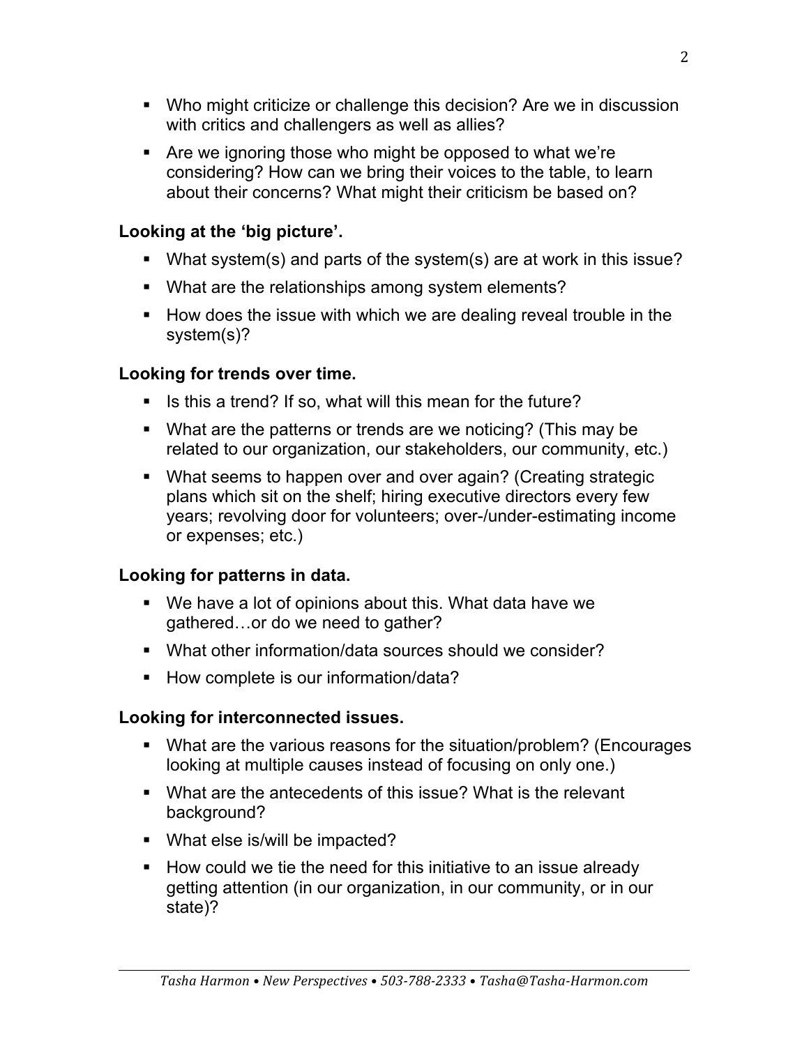- Who might criticize or challenge this decision? Are we in discussion with critics and challengers as well as allies?
- Are we ignoring those who might be opposed to what we're considering? How can we bring their voices to the table, to learn about their concerns? What might their criticism be based on?

**Looking at the 'big picture'.**

- What system(s) and parts of the system(s) are at work in this issue?
- What are the relationships among system elements?
- How does the issue with which we are dealing reveal trouble in the system(s)?

**Looking for trends over time.**

- Is this a trend? If so, what will this mean for the future?
- What are the patterns or trends are we noticing? (This may be related to our organization, our stakeholders, our community, etc.)
- What seems to happen over and over again? (Creating strategic plans which sit on the shelf; hiring executive directors every few years; revolving door for volunteers; over-/under-estimating income or expenses; etc.)

**Looking for patterns in data.**

- We have a lot of opinions about this. What data have we gathered…or do we need to gather?
- What other information/data sources should we consider?
- How complete is our information/data?

**Looking for interconnected issues.**

- What are the various reasons for the situation/problem? (Encourages looking at multiple causes instead of focusing on only one.)
- What are the antecedents of this issue? What is the relevant background?
- What else is/will be impacted?
- How could we tie the need for this initiative to an issue already getting attention (in our organization, in our community, or in our state)?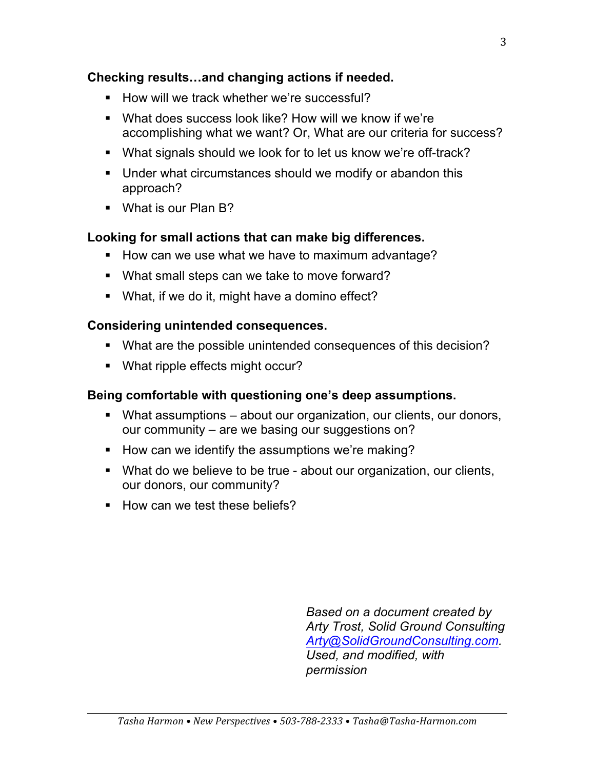**Checking results…and changing actions if needed.**

- How will we track whether we're successful?
- What does success look like? How will we know if we're accomplishing what we want? Or, What are our criteria for success?
- What signals should we look for to let us know we're off-track?
- Under what circumstances should we modify or abandon this approach?
- What is our Plan B?

**Looking for small actions that can make big differences.**

- How can we use what we have to maximum advantage?
- What small steps can we take to move forward?
- What, if we do it, might have a domino effect?

**Considering unintended consequences.**

- What are the possible unintended consequences of this decision?
- What ripple effects might occur?

**Being comfortable with questioning one's deep assumptions.**

- What assumptions – about our organization, our clients, our donors, our community – are we basing our suggestions on?
- How can we identify the assumptions we're making?
- What do we believe to be true - about our organization, our clients, our donors, our community?
- How can we test these beliefs?

*Based on a document created by Arty Trost, Solid Ground Consulting [Arty@SolidGroundConsulting.com](mailto:Arty@SolidGroundConsulting.com). Used, and modified, with permission*